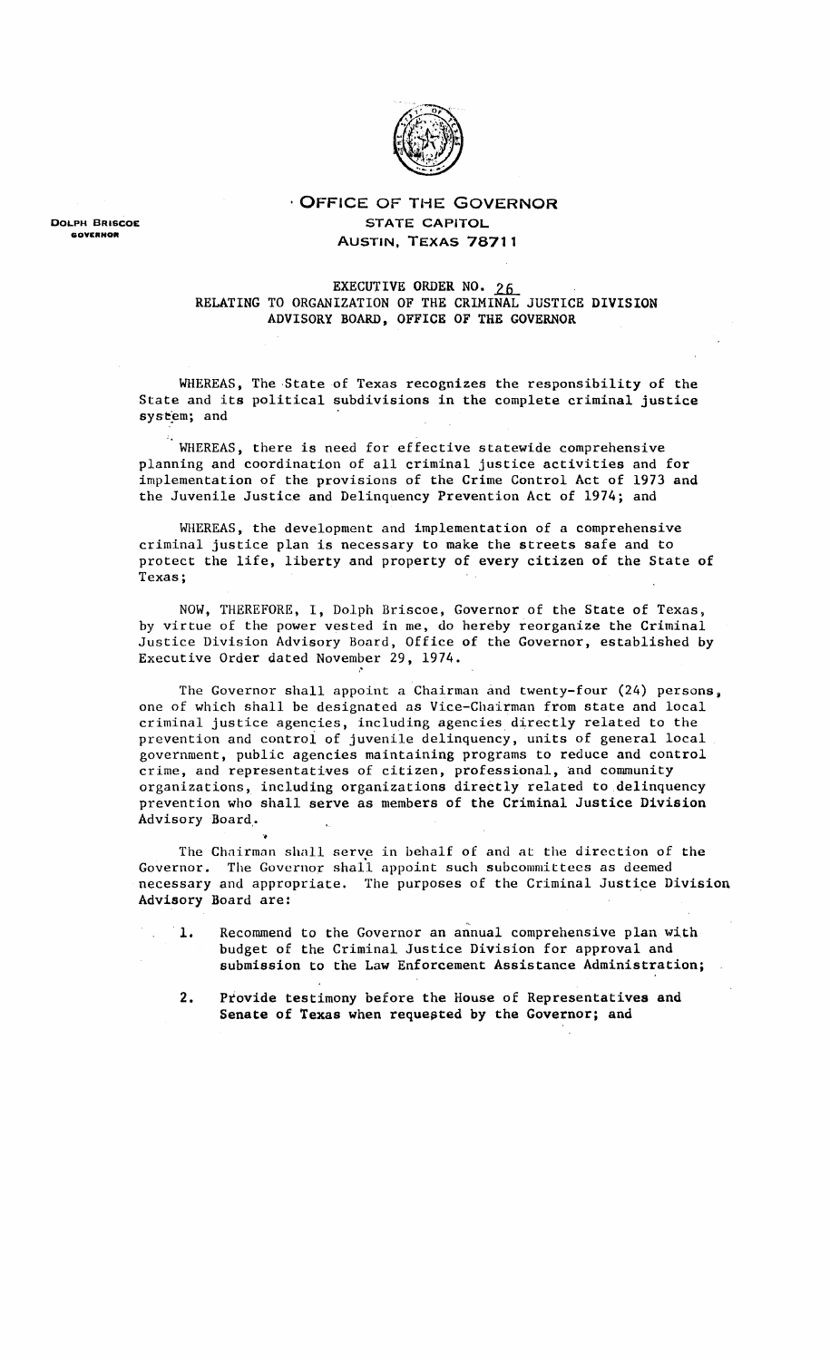DOLPH BRISCOE
GOVERNOR

# OFFICE OF THE GOVERNOR
STATE CAPITOL
AUSTIN, TEXAS 78711

## EXECUTIVE ORDER NO. 26
## RELATING TO ORGANIZATION OF THE CRIMINAL JUSTICE DIVISION ADVISORY BOARD, OFFICE OF THE GOVERNOR

WHEREAS, The State of Texas recognizes the responsibility of the State and its political subdivisions in the complete criminal justice system; and

WHEREAS, there is need for effective statewide comprehensive planning and coordination of all criminal justice activities and for implementation of the provisions of the Crime Control Act of 1973 and the Juvenile Justice and Delinquency Prevention Act of 1974; and

WHEREAS, the development and implementation of a comprehensive criminal justice plan is necessary to make the streets safe and to protect the life, liberty and property of every citizen of the State of Texas;

NOW, THEREFORE, I, Dolph Briscoe, Governor of the State of Texas, by virtue of the power vested in me, do hereby reorganize the Criminal Justice Division Advisory Board, Office of the Governor, established by Executive Order dated November 29, 1974.

The Governor shall appoint a Chairman and twenty-four (24) persons, one of which shall be designated as Vice-Chairman from state and local criminal justice agencies, including agencies directly related to the prevention and control of juvenile delinquency, units of general local government, public agencies maintaining programs to reduce and control crime, and representatives of citizen, professional, and community organizations, including organizations directly related to delinquency prevention who shall serve as members of the Criminal Justice Division Advisory Board.

The Chairman shall serve in behalf of and at the direction of the Governor. The Governor shall appoint such subcommittees as deemed necessary and appropriate. The purposes of the Criminal Justice Division Advisory Board are:

1. Recommend to the Governor an annual comprehensive plan with budget of the Criminal Justice Division for approval and submission to the Law Enforcement Assistance Administration;

2. Provide testimony before the House of Representatives and Senate of Texas when requested by the Governor; and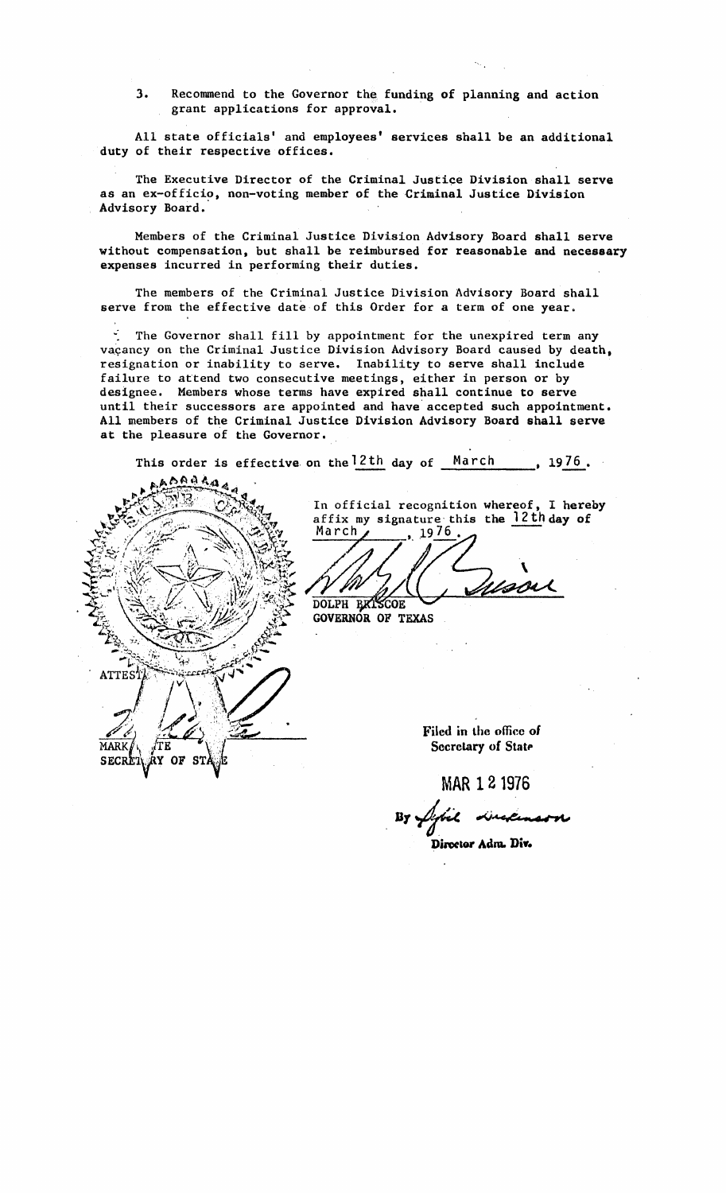3. Recommend to the Governor the funding of planning and action grant applications for approval.

All state officials' and employees' services shall be an additional duty of their respective offices.

The Executive Director of the Criminal Justice Division shall serve as an ex-officio, non-voting member of the Criminal Justice Division Advisory Board.

Members of the Criminal Justice Division Advisory Board shall serve without compensation, but shall be reimbursed for reasonable and necessary expenses incurred in performing their duties.

The members of the Criminal Justice Division Advisory Board shall serve from the effective date of this Order for a term of one year.

The Governor shall fill by appointment for the unexpired term any vacancy on the Criminal Justice Division Advisory Board caused by death, resignation or inability to serve. Inability to serve shall include failure to attend two consecutive meetings, either in person or by designee. Members whose terms have expired shall continue to serve until their successors are appointed and have accepted such appointment. All members of the Criminal Justice Division Advisory Board shall serve at the pleasure of the Governor.

This order is effective on the 12th day of March, 1976.

In official recognition whereof, I hereby affix my signature this the 12th day of March, 1976.

DOLPH BRISCOE
GOVERNOR OF TEXAS

ATTEST:

MARK WHITE
SECRETARY OF STATE

Filed in the office of Secretary of State

MAR 12 1976

By

Director Adm. Div.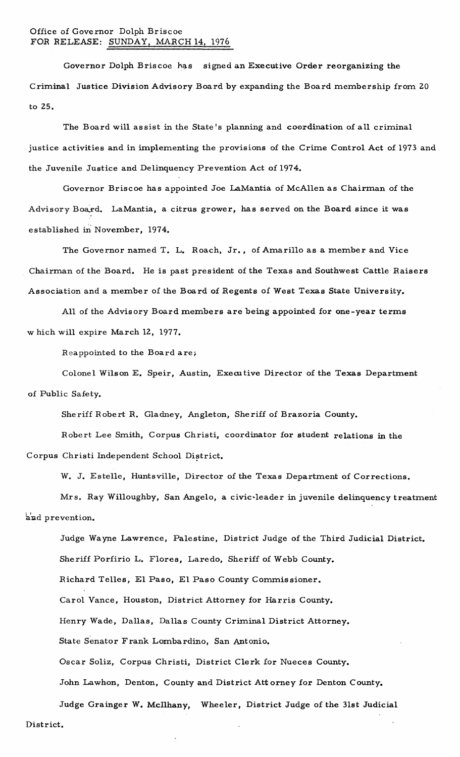Office of Governor Dolph Briscoe
FOR RELEASE: SUNDAY, MARCH 14, 1976

Governor Dolph Briscoe has signed an Executive Order reorganizing the Criminal Justice Division Advisory Board by expanding the Board membership from 20 to 25.

The Board will assist in the State's planning and coordination of all criminal justice activities and in implementing the provisions of the Crime Control Act of 1973 and the Juvenile Justice and Delinquency Prevention Act of 1974.

Governor Briscoe has appointed Joe LaMantia of McAllen as Chairman of the Advisory Board. LaMantia, a citrus grower, has served on the Board since it was established in November, 1974.

The Governor named T. L. Roach, Jr., of Amarillo as a member and Vice Chairman of the Board. He is past president of the Texas and Southwest Cattle Raisers Association and a member of the Board of Regents of West Texas State University.

All of the Advisory Board members are being appointed for one-year terms which will expire March 12, 1977.

Reappointed to the Board are;

Colonel Wilson E. Speir, Austin, Executive Director of the Texas Department of Public Safety.

Sheriff Robert R. Gladney, Angleton, Sheriff of Brazoria County.

Robert Lee Smith, Corpus Christi, coordinator for student relations in the Corpus Christi Independent School District.

W. J. Estelle, Huntsville, Director of the Texas Department of Corrections.

Mrs. Ray Willoughby, San Angelo, a civic-leader in juvenile delinquency treatment and prevention.

Judge Wayne Lawrence, Palestine, District Judge of the Third Judicial District.

Sheriff Porfirio L. Flores, Laredo, Sheriff of Webb County.

Richard Telles, El Paso, El Paso County Commissioner.

Carol Vance, Houston, District Attorney for Harris County.

Henry Wade, Dallas, Dallas County Criminal District Attorney.

State Senator Frank Lombardino, San Antonio.

Oscar Soliz, Corpus Christi, District Clerk for Nueces County.

John Lawhon, Denton, County and District Attorney for Denton County.

Judge Grainger W. McIlhany, Wheeler, District Judge of the 31st Judicial District.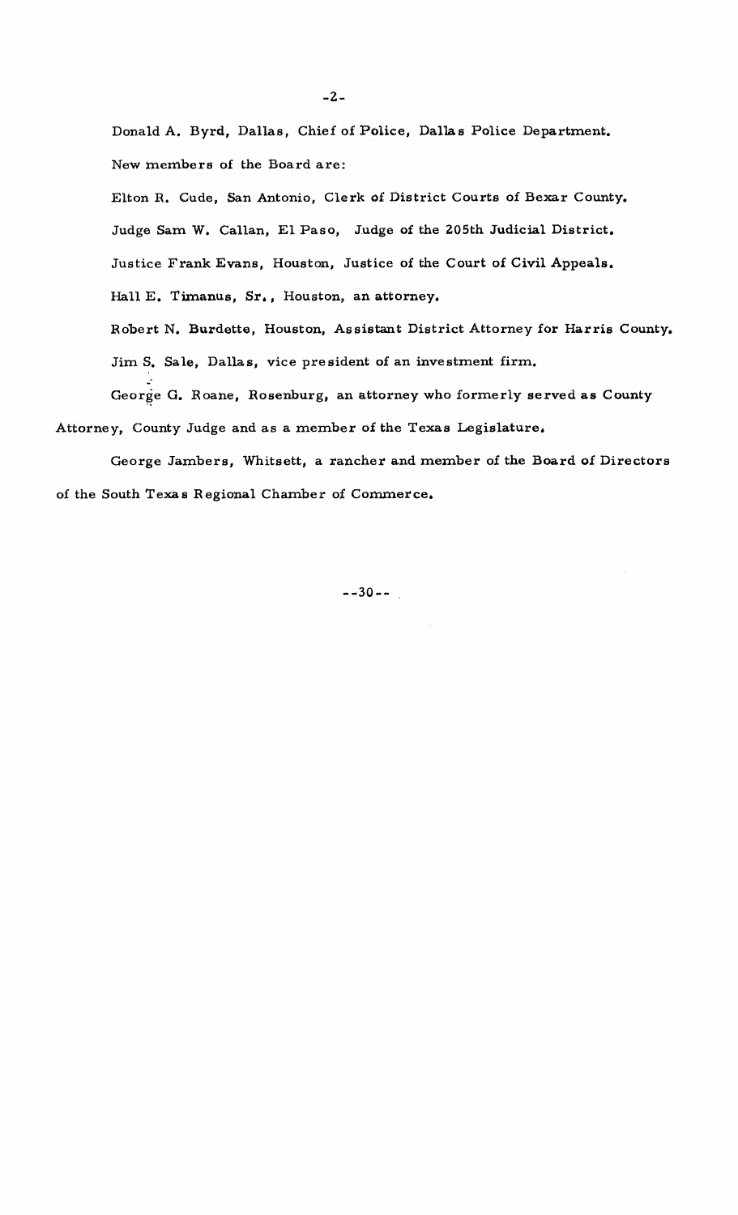Donald A. Byrd, Dallas, Chief of Police, Dallas Police Department.

New members of the Board are:

Elton R. Cude, San Antonio, Clerk of District Courts of Bexar County.

Judge Sam W. Callan, El Paso, Judge of the 205th Judicial District.

Justice Frank Evans, Houston, Justice of the Court of Civil Appeals.

Hall E. Timanus, Sr., Houston, an attorney.

Robert N. Burdette, Houston, Assistant District Attorney for Harris County.

Jim S. Sale, Dallas, vice president of an investment firm.

George G. Roane, Rosenburg, an attorney who formerly served as County Attorney, County Judge and as a member of the Texas Legislature.

George Jambers, Whitsett, a rancher and member of the Board of Directors of the South Texas Regional Chamber of Commerce.

--30--